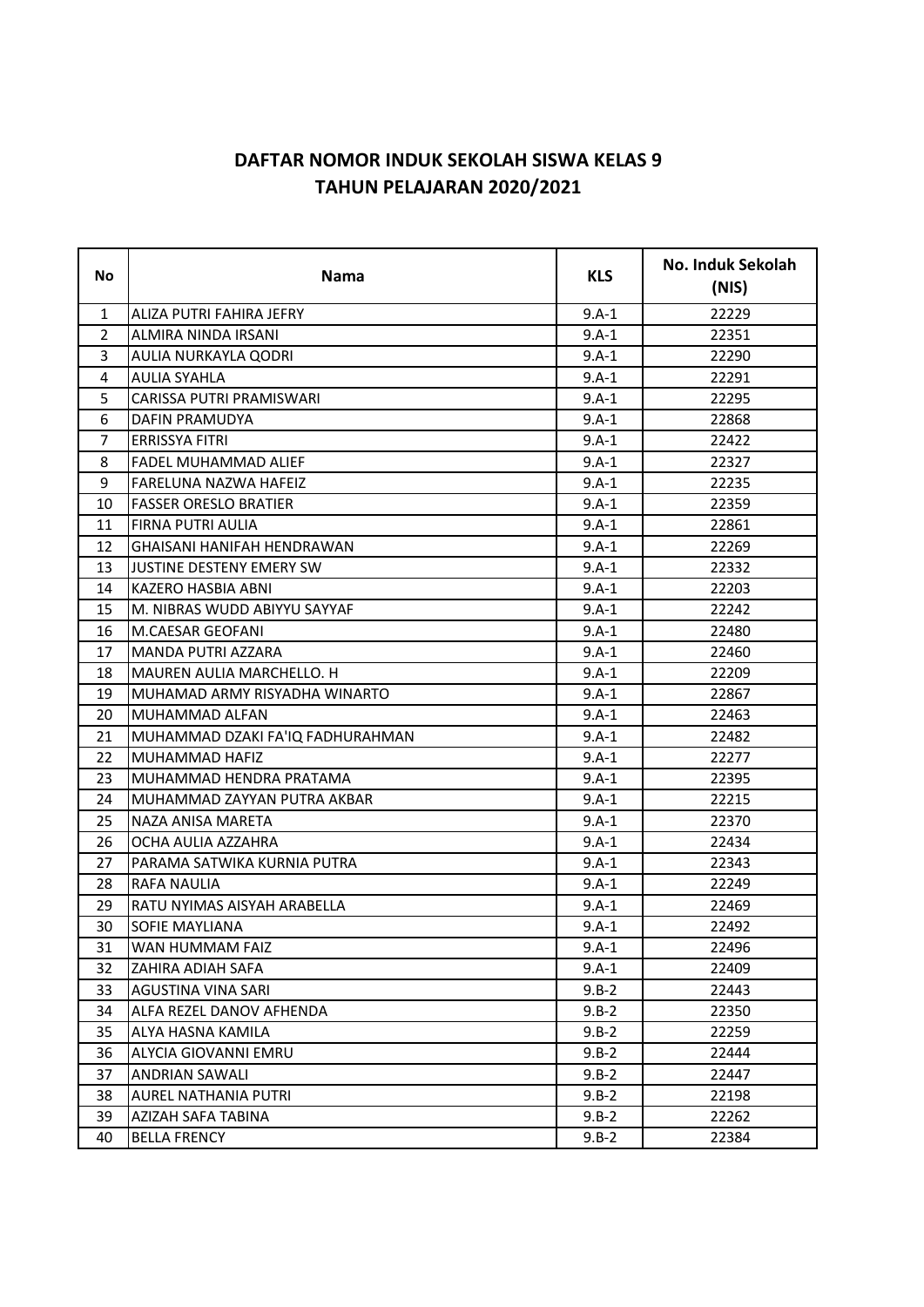# DAFTAR NOMOR INDUK SEKOLAH SISWA KELAS 9
# TAHUN PELAJARAN 2020/2021

| No | Nama | KLS | No. Induk Sekolah (NIS) |
|---|---|---|---|
| 1 | ALIZA PUTRI FAHIRA JEFRY | 9.A-1 | 22229 |
| 2 | ALMIRA NINDA IRSANI | 9.A-1 | 22351 |
| 3 | AULIA NURKAYLA QODRI | 9.A-1 | 22290 |
| 4 | AULIA SYAHLA | 9.A-1 | 22291 |
| 5 | CARISSA PUTRI PRAMISWARI | 9.A-1 | 22295 |
| 6 | DAFIN PRAMUDYA | 9.A-1 | 22868 |
| 7 | ERRISSYA FITRI | 9.A-1 | 22422 |
| 8 | FADEL MUHAMMAD ALIEF | 9.A-1 | 22327 |
| 9 | FARELUNA NAZWA HAFEIZ | 9.A-1 | 22235 |
| 10 | FASSER ORESLO BRATIER | 9.A-1 | 22359 |
| 11 | FIRNA PUTRI AULIA | 9.A-1 | 22861 |
| 12 | GHAISANI HANIFAH HENDRAWAN | 9.A-1 | 22269 |
| 13 | JUSTINE DESTENY EMERY SW | 9.A-1 | 22332 |
| 14 | KAZERO HASBIA ABNI | 9.A-1 | 22203 |
| 15 | M. NIBRAS WUDD ABIYYU SAYYAF | 9.A-1 | 22242 |
| 16 | M.CAESAR GEOFANI | 9.A-1 | 22480 |
| 17 | MANDA PUTRI AZZARA | 9.A-1 | 22460 |
| 18 | MAUREN AULIA MARCHELLO. H | 9.A-1 | 22209 |
| 19 | MUHAMAD ARMY RISYADHA WINARTO | 9.A-1 | 22867 |
| 20 | MUHAMMAD ALFAN | 9.A-1 | 22463 |
| 21 | MUHAMMAD DZAKI FA'IQ FADHURAHMAN | 9.A-1 | 22482 |
| 22 | MUHAMMAD HAFIZ | 9.A-1 | 22277 |
| 23 | MUHAMMAD HENDRA PRATAMA | 9.A-1 | 22395 |
| 24 | MUHAMMAD ZAYYAN PUTRA AKBAR | 9.A-1 | 22215 |
| 25 | NAZA ANISA MARETA | 9.A-1 | 22370 |
| 26 | OCHA AULIA AZZAHRA | 9.A-1 | 22434 |
| 27 | PARAMA SATWIKA KURNIA PUTRA | 9.A-1 | 22343 |
| 28 | RAFA NAULIA | 9.A-1 | 22249 |
| 29 | RATU NYIMAS AISYAH ARABELLA | 9.A-1 | 22469 |
| 30 | SOFIE MAYLIANA | 9.A-1 | 22492 |
| 31 | WAN HUMMAM FAIZ | 9.A-1 | 22496 |
| 32 | ZAHIRA ADIAH SAFA | 9.A-1 | 22409 |
| 33 | AGUSTINA VINA SARI | 9.B-2 | 22443 |
| 34 | ALFA REZEL DANOV AFHENDA | 9.B-2 | 22350 |
| 35 | ALYA HASNA KAMILA | 9.B-2 | 22259 |
| 36 | ALYCIA GIOVANNI EMRU | 9.B-2 | 22444 |
| 37 | ANDRIAN SAWALI | 9.B-2 | 22447 |
| 38 | AUREL NATHANIA PUTRI | 9.B-2 | 22198 |
| 39 | AZIZAH SAFA TABINA | 9.B-2 | 22262 |
| 40 | BELLA FRENCY | 9.B-2 | 22384 |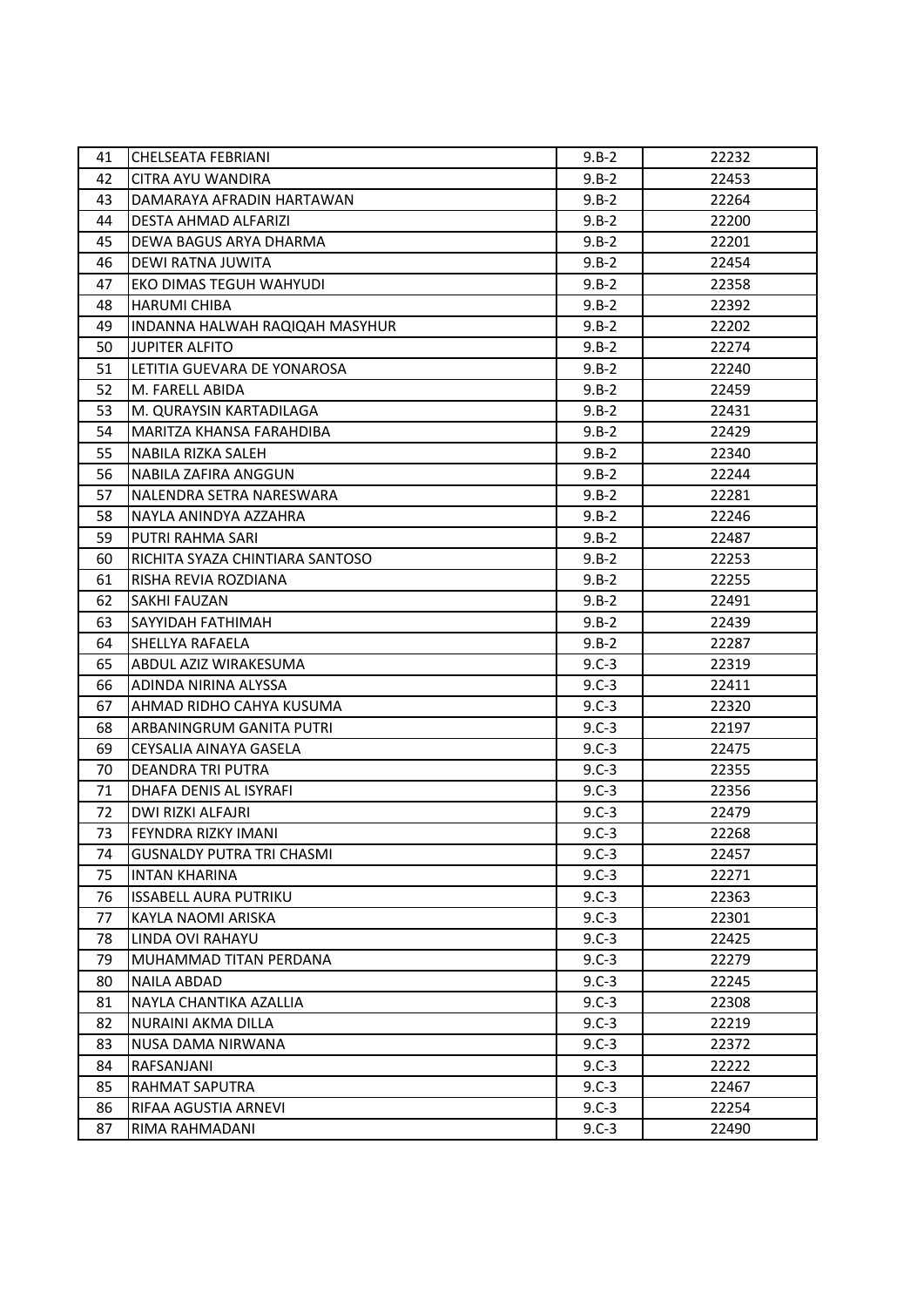| 41 | CHELSEATA FEBRIANI | 9.B-2 | 22232 |
|---|---|---|---|
| 42 | CITRA AYU WANDIRA | 9.B-2 | 22453 |
| 43 | DAMARAYA AFRADIN HARTAWAN | 9.B-2 | 22264 |
| 44 | DESTA AHMAD ALFARIZI | 9.B-2 | 22200 |
| 45 | DEWA BAGUS ARYA DHARMA | 9.B-2 | 22201 |
| 46 | DEWI RATNA JUWITA | 9.B-2 | 22454 |
| 47 | EKO DIMAS TEGUH WAHYUDI | 9.B-2 | 22358 |
| 48 | HARUMI CHIBA | 9.B-2 | 22392 |
| 49 | INDANNA HALWAH RAQIQAH MASYHUR | 9.B-2 | 22202 |
| 50 | JUPITER ALFITO | 9.B-2 | 22274 |
| 51 | LETITIA GUEVARA DE YONAROSA | 9.B-2 | 22240 |
| 52 | M. FARELL ABIDA | 9.B-2 | 22459 |
| 53 | M. QURAYSIN KARTADILAGA | 9.B-2 | 22431 |
| 54 | MARITZA KHANSA FARAHDIBA | 9.B-2 | 22429 |
| 55 | NABILA RIZKA SALEH | 9.B-2 | 22340 |
| 56 | NABILA ZAFIRA ANGGUN | 9.B-2 | 22244 |
| 57 | NALENDRA SETRA NARESWARA | 9.B-2 | 22281 |
| 58 | NAYLA ANINDYA AZZAHRA | 9.B-2 | 22246 |
| 59 | PUTRI RAHMA SARI | 9.B-2 | 22487 |
| 60 | RICHITA SYAZA CHINTIARA SANTOSO | 9.B-2 | 22253 |
| 61 | RISHA REVIA ROZDIANA | 9.B-2 | 22255 |
| 62 | SAKHI FAUZAN | 9.B-2 | 22491 |
| 63 | SAYYIDAH FATHIMAH | 9.B-2 | 22439 |
| 64 | SHELLYA RAFAELA | 9.B-2 | 22287 |
| 65 | ABDUL AZIZ WIRAKESUMA | 9.C-3 | 22319 |
| 66 | ADINDA NIRINA ALYSSA | 9.C-3 | 22411 |
| 67 | AHMAD RIDHO CAHYA KUSUMA | 9.C-3 | 22320 |
| 68 | ARBANINGRUM GANITA PUTRI | 9.C-3 | 22197 |
| 69 | CEYSALIA AINAYA GASELA | 9.C-3 | 22475 |
| 70 | DEANDRA TRI PUTRA | 9.C-3 | 22355 |
| 71 | DHAFA DENIS AL ISYRAFI | 9.C-3 | 22356 |
| 72 | DWI RIZKI ALFAJRI | 9.C-3 | 22479 |
| 73 | FEYNDRA RIZKY IMANI | 9.C-3 | 22268 |
| 74 | GUSNALDY PUTRA TRI CHASMI | 9.C-3 | 22457 |
| 75 | INTAN KHARINA | 9.C-3 | 22271 |
| 76 | ISSABELL AURA PUTRIKU | 9.C-3 | 22363 |
| 77 | KAYLA NAOMI ARISKA | 9.C-3 | 22301 |
| 78 | LINDA OVI RAHAYU | 9.C-3 | 22425 |
| 79 | MUHAMMAD TITAN PERDANA | 9.C-3 | 22279 |
| 80 | NAILA ABDAD | 9.C-3 | 22245 |
| 81 | NAYLA CHANTIKA AZALLIA | 9.C-3 | 22308 |
| 82 | NURAINI AKMA DILLA | 9.C-3 | 22219 |
| 83 | NUSA DAMA NIRWANA | 9.C-3 | 22372 |
| 84 | RAFSANJANI | 9.C-3 | 22222 |
| 85 | RAHMAT SAPUTRA | 9.C-3 | 22467 |
| 86 | RIFAA AGUSTIA ARNEVI | 9.C-3 | 22254 |
| 87 | RIMA RAHMADANI | 9.C-3 | 22490 |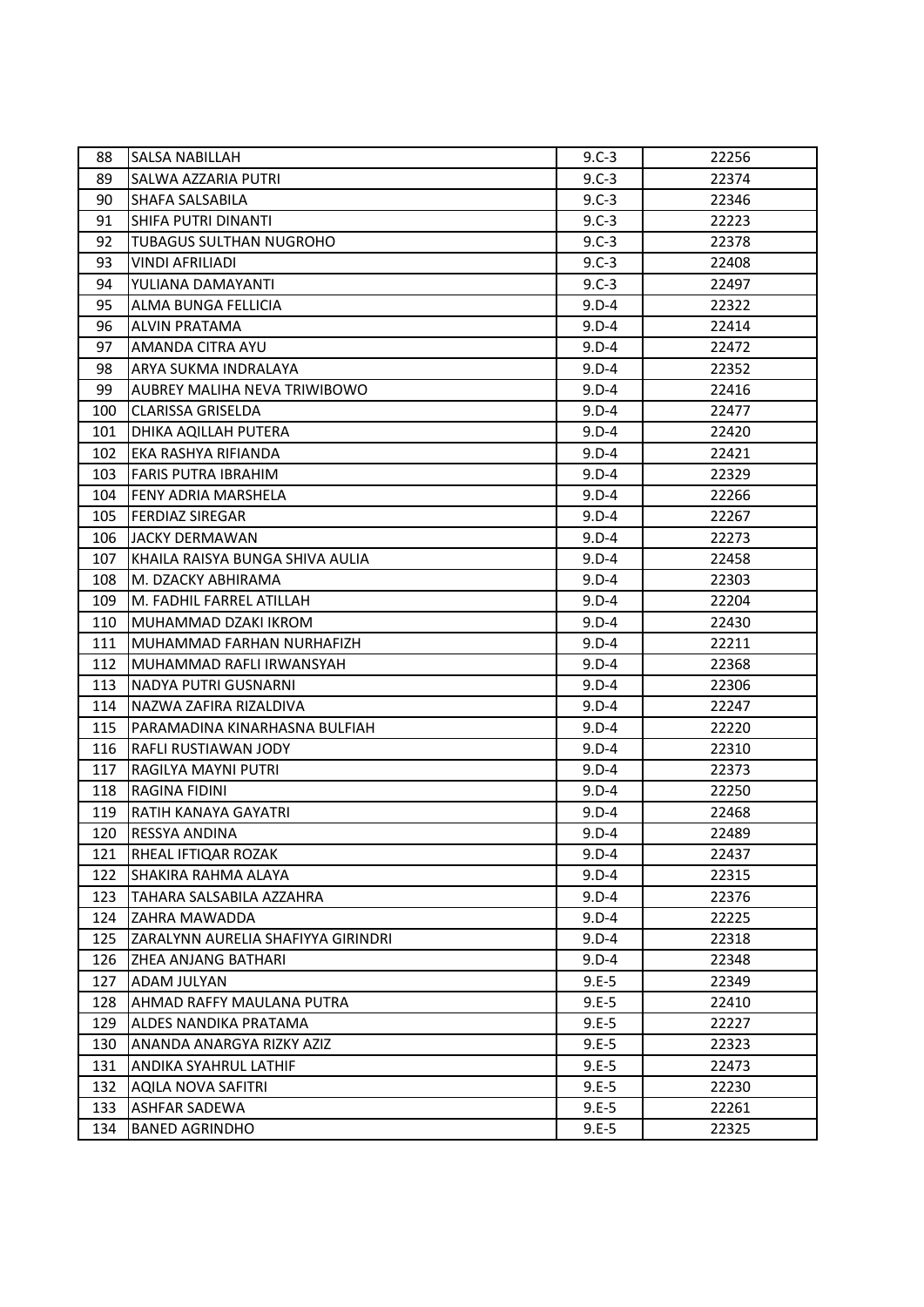| 88 | SALSA NABILLAH | 9.C-3 | 22256 |
|---|---|---|---|
| 89 | SALWA AZZARIA PUTRI | 9.C-3 | 22374 |
| 90 | SHAFA SALSABILA | 9.C-3 | 22346 |
| 91 | SHIFA PUTRI DINANTI | 9.C-3 | 22223 |
| 92 | TUBAGUS SULTHAN NUGROHO | 9.C-3 | 22378 |
| 93 | VINDI AFRILIADI | 9.C-3 | 22408 |
| 94 | YULIANA DAMAYANTI | 9.C-3 | 22497 |
| 95 | ALMA BUNGA FELLICIA | 9.D-4 | 22322 |
| 96 | ALVIN PRATAMA | 9.D-4 | 22414 |
| 97 | AMANDA CITRA AYU | 9.D-4 | 22472 |
| 98 | ARYA SUKMA INDRALAYA | 9.D-4 | 22352 |
| 99 | AUBREY MALIHA NEVA TRIWIBOWO | 9.D-4 | 22416 |
| 100 | CLARISSA GRISELDA | 9.D-4 | 22477 |
| 101 | DHIKA AQILLAH PUTERA | 9.D-4 | 22420 |
| 102 | EKA RASHYA RIFIANDA | 9.D-4 | 22421 |
| 103 | FARIS PUTRA IBRAHIM | 9.D-4 | 22329 |
| 104 | FENY ADRIA MARSHELA | 9.D-4 | 22266 |
| 105 | FERDIAZ SIREGAR | 9.D-4 | 22267 |
| 106 | JACKY DERMAWAN | 9.D-4 | 22273 |
| 107 | KHAILA RAISYA BUNGA SHIVA AULIA | 9.D-4 | 22458 |
| 108 | M. DZACKY ABHIRAMA | 9.D-4 | 22303 |
| 109 | M. FADHIL FARREL ATILLAH | 9.D-4 | 22204 |
| 110 | MUHAMMAD DZAKI IKROM | 9.D-4 | 22430 |
| 111 | MUHAMMAD FARHAN NURHAFIZH | 9.D-4 | 22211 |
| 112 | MUHAMMAD RAFLI IRWANSYAH | 9.D-4 | 22368 |
| 113 | NADYA PUTRI GUSNARNI | 9.D-4 | 22306 |
| 114 | NAZWA ZAFIRA RIZALDIVA | 9.D-4 | 22247 |
| 115 | PARAMADINA KINARHASNA BULFIAH | 9.D-4 | 22220 |
| 116 | RAFLI RUSTIAWAN JODY | 9.D-4 | 22310 |
| 117 | RAGILYA MAYNI PUTRI | 9.D-4 | 22373 |
| 118 | RAGINA FIDINI | 9.D-4 | 22250 |
| 119 | RATIH KANAYA GAYATRI | 9.D-4 | 22468 |
| 120 | RESSYA ANDINA | 9.D-4 | 22489 |
| 121 | RHEAL IFTIQAR ROZAK | 9.D-4 | 22437 |
| 122 | SHAKIRA RAHMA ALAYA | 9.D-4 | 22315 |
| 123 | TAHARA SALSABILA AZZAHRA | 9.D-4 | 22376 |
| 124 | ZAHRA MAWADDA | 9.D-4 | 22225 |
| 125 | ZARALYNN AURELIA SHAFIYYA GIRINDRI | 9.D-4 | 22318 |
| 126 | ZHEA ANJANG BATHARI | 9.D-4 | 22348 |
| 127 | ADAM JULYAN | 9.E-5 | 22349 |
| 128 | AHMAD RAFFY MAULANA PUTRA | 9.E-5 | 22410 |
| 129 | ALDES NANDIKA PRATAMA | 9.E-5 | 22227 |
| 130 | ANANDA ANARGYA RIZKY AZIZ | 9.E-5 | 22323 |
| 131 | ANDIKA SYAHRUL LATHIF | 9.E-5 | 22473 |
| 132 | AQILA NOVA SAFITRI | 9.E-5 | 22230 |
| 133 | ASHFAR SADEWA | 9.E-5 | 22261 |
| 134 | BANED AGRINDHO | 9.E-5 | 22325 |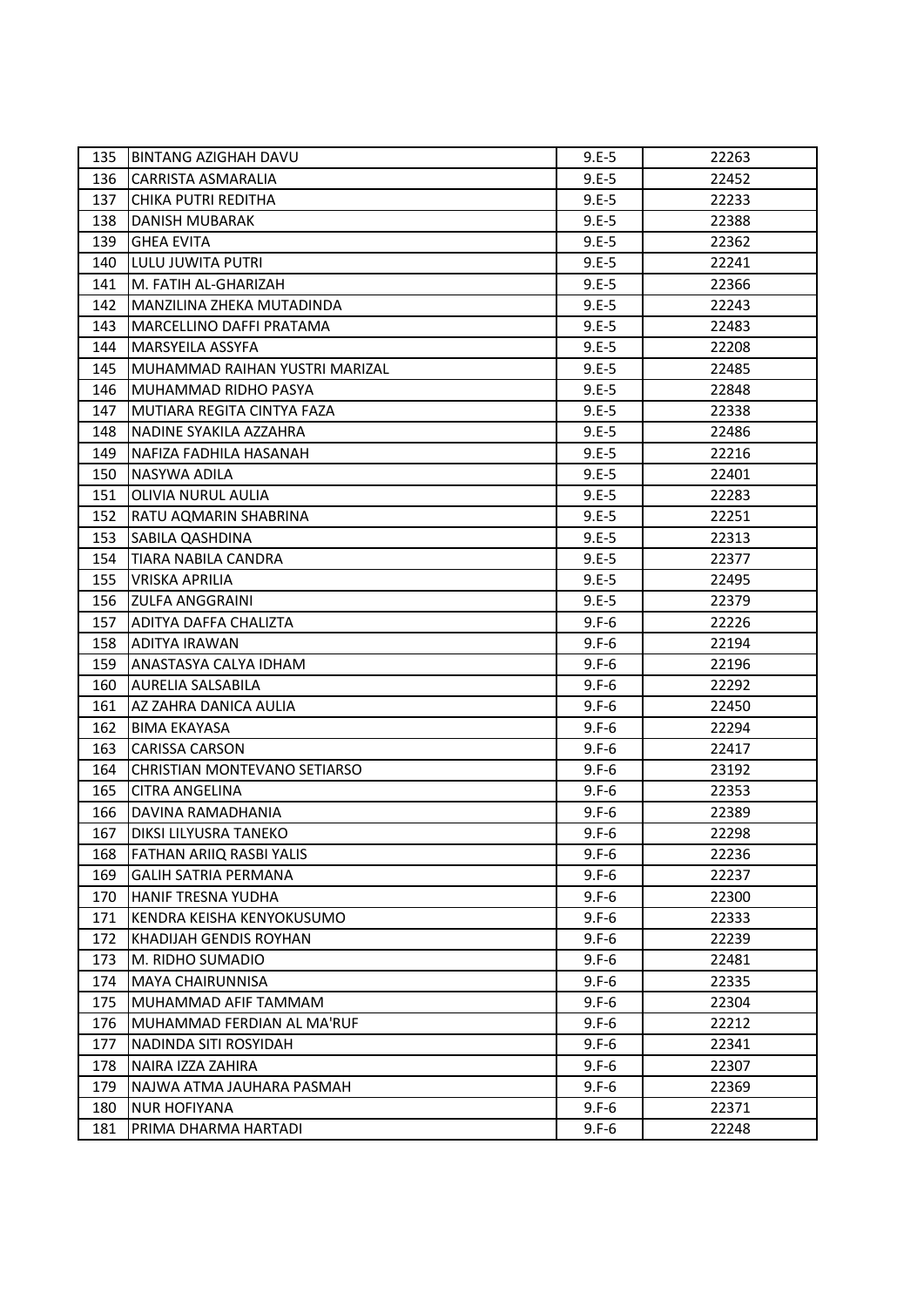| 135 | BINTANG AZIGHAH DAVU | 9.E-5 | 22263 |
|---|---|---|---|
| 136 | CARRISTA ASMARALIA | 9.E-5 | 22452 |
| 137 | CHIKA PUTRI REDITHA | 9.E-5 | 22233 |
| 138 | DANISH MUBARAK | 9.E-5 | 22388 |
| 139 | GHEA EVITA | 9.E-5 | 22362 |
| 140 | LULU JUWITA PUTRI | 9.E-5 | 22241 |
| 141 | M. FATIH AL-GHARIZAH | 9.E-5 | 22366 |
| 142 | MANZILINA ZHEKA MUTADINDA | 9.E-5 | 22243 |
| 143 | MARCELLINO DAFFI PRATAMA | 9.E-5 | 22483 |
| 144 | MARSYEILA ASSYFA | 9.E-5 | 22208 |
| 145 | MUHAMMAD RAIHAN YUSTRI MARIZAL | 9.E-5 | 22485 |
| 146 | MUHAMMAD RIDHO PASYA | 9.E-5 | 22848 |
| 147 | MUTIARA REGITA CINTYA FAZA | 9.E-5 | 22338 |
| 148 | NADINE SYAKILA AZZAHRA | 9.E-5 | 22486 |
| 149 | NAFIZA FADHILA HASANAH | 9.E-5 | 22216 |
| 150 | NASYWA ADILA | 9.E-5 | 22401 |
| 151 | OLIVIA NURUL AULIA | 9.E-5 | 22283 |
| 152 | RATU AQMARIN SHABRINA | 9.E-5 | 22251 |
| 153 | SABILA QASHDINA | 9.E-5 | 22313 |
| 154 | TIARA NABILA CANDRA | 9.E-5 | 22377 |
| 155 | VRISKA APRILIA | 9.E-5 | 22495 |
| 156 | ZULFA ANGGRAINI | 9.E-5 | 22379 |
| 157 | ADITYA DAFFA CHALIZTA | 9.F-6 | 22226 |
| 158 | ADITYA IRAWAN | 9.F-6 | 22194 |
| 159 | ANASTASYA CALYA IDHAM | 9.F-6 | 22196 |
| 160 | AURELIA SALSABILA | 9.F-6 | 22292 |
| 161 | AZ ZAHRA DANICA AULIA | 9.F-6 | 22450 |
| 162 | BIMA EKAYASA | 9.F-6 | 22294 |
| 163 | CARISSA CARSON | 9.F-6 | 22417 |
| 164 | CHRISTIAN MONTEVANO SETIARSO | 9.F-6 | 23192 |
| 165 | CITRA ANGELINA | 9.F-6 | 22353 |
| 166 | DAVINA RAMADHANIA | 9.F-6 | 22389 |
| 167 | DIKSI LILYUSRA TANEKO | 9.F-6 | 22298 |
| 168 | FATHAN ARIIQ RASBI YALIS | 9.F-6 | 22236 |
| 169 | GALIH SATRIA PERMANA | 9.F-6 | 22237 |
| 170 | HANIF TRESNA YUDHA | 9.F-6 | 22300 |
| 171 | KENDRA KEISHA KENYOKUSUMO | 9.F-6 | 22333 |
| 172 | KHADIJAH GENDIS ROYHAN | 9.F-6 | 22239 |
| 173 | M. RIDHO SUMADIO | 9.F-6 | 22481 |
| 174 | MAYA CHAIRUNNISA | 9.F-6 | 22335 |
| 175 | MUHAMMAD AFIF TAMMAM | 9.F-6 | 22304 |
| 176 | MUHAMMAD FERDIAN AL MA'RUF | 9.F-6 | 22212 |
| 177 | NADINDA SITI ROSYIDAH | 9.F-6 | 22341 |
| 178 | NAIRA IZZA ZAHIRA | 9.F-6 | 22307 |
| 179 | NAJWA ATMA JAUHARA PASMAH | 9.F-6 | 22369 |
| 180 | NUR HOFIYANA | 9.F-6 | 22371 |
| 181 | PRIMA DHARMA HARTADI | 9.F-6 | 22248 |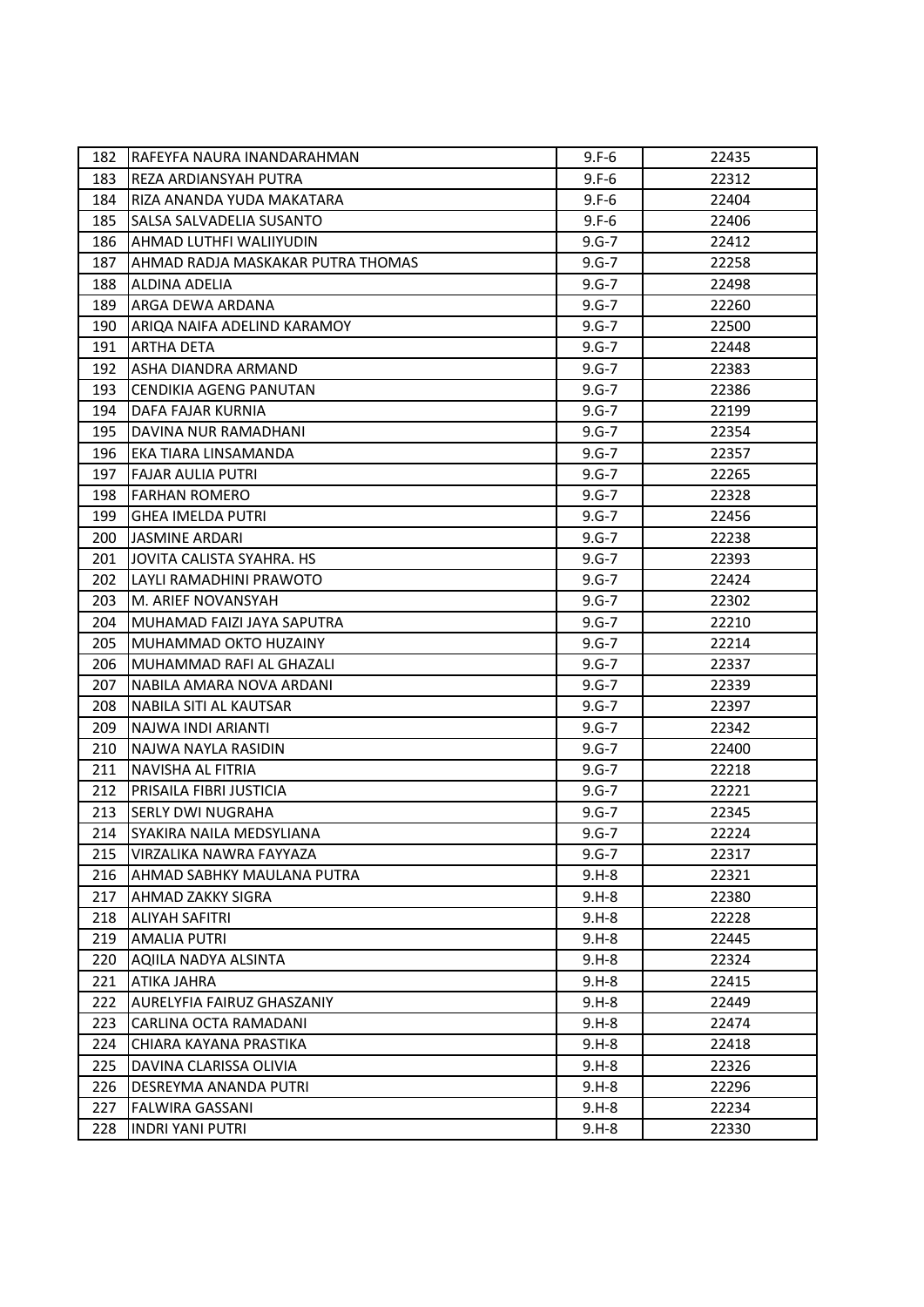| | | | |
|---|---|---|---|
| 182 | RAFEYFA NAURA INANDARAHMAN | 9.F-6 | 22435 |
| 183 | REZA ARDIANSYAH PUTRA | 9.F-6 | 22312 |
| 184 | RIZA ANANDA YUDA MAKATARA | 9.F-6 | 22404 |
| 185 | SALSA SALVADELIA SUSANTO | 9.F-6 | 22406 |
| 186 | AHMAD LUTHFI WALIIYUDIN | 9.G-7 | 22412 |
| 187 | AHMAD RADJA MASKAKAR PUTRA THOMAS | 9.G-7 | 22258 |
| 188 | ALDINA ADELIA | 9.G-7 | 22498 |
| 189 | ARGA DEWA ARDANA | 9.G-7 | 22260 |
| 190 | ARIQA NAIFA ADELIND KARAMOY | 9.G-7 | 22500 |
| 191 | ARTHA DETA | 9.G-7 | 22448 |
| 192 | ASHA DIANDRA ARMAND | 9.G-7 | 22383 |
| 193 | CENDIKIA AGENG PANUTAN | 9.G-7 | 22386 |
| 194 | DAFA FAJAR KURNIA | 9.G-7 | 22199 |
| 195 | DAVINA NUR RAMADHANI | 9.G-7 | 22354 |
| 196 | EKA TIARA LINSAMANDA | 9.G-7 | 22357 |
| 197 | FAJAR AULIA PUTRI | 9.G-7 | 22265 |
| 198 | FARHAN ROMERO | 9.G-7 | 22328 |
| 199 | GHEA IMELDA PUTRI | 9.G-7 | 22456 |
| 200 | JASMINE ARDARI | 9.G-7 | 22238 |
| 201 | JOVITA CALISTA SYAHRA. HS | 9.G-7 | 22393 |
| 202 | LAYLI RAMADHINI PRAWOTO | 9.G-7 | 22424 |
| 203 | M. ARIEF NOVANSYAH | 9.G-7 | 22302 |
| 204 | MUHAMAD FAIZI JAYA SAPUTRA | 9.G-7 | 22210 |
| 205 | MUHAMMAD OKTO HUZAINY | 9.G-7 | 22214 |
| 206 | MUHAMMAD RAFI AL GHAZALI | 9.G-7 | 22337 |
| 207 | NABILA AMARA NOVA ARDANI | 9.G-7 | 22339 |
| 208 | NABILA SITI AL KAUTSAR | 9.G-7 | 22397 |
| 209 | NAJWA INDI ARIANTI | 9.G-7 | 22342 |
| 210 | NAJWA NAYLA RASIDIN | 9.G-7 | 22400 |
| 211 | NAVISHA AL FITRIA | 9.G-7 | 22218 |
| 212 | PRISAILA FIBRI JUSTICIA | 9.G-7 | 22221 |
| 213 | SERLY DWI NUGRAHA | 9.G-7 | 22345 |
| 214 | SYAKIRA NAILA MEDSYLIANA | 9.G-7 | 22224 |
| 215 | VIRZALIKA NAWRA FAYYAZA | 9.G-7 | 22317 |
| 216 | AHMAD SABHKY MAULANA PUTRA | 9.H-8 | 22321 |
| 217 | AHMAD ZAKKY SIGRA | 9.H-8 | 22380 |
| 218 | ALIYAH SAFITRI | 9.H-8 | 22228 |
| 219 | AMALIA PUTRI | 9.H-8 | 22445 |
| 220 | AQIILA NADYA ALSINTA | 9.H-8 | 22324 |
| 221 | ATIKA JAHRA | 9.H-8 | 22415 |
| 222 | AURELYFIA FAIRUZ GHASZANIY | 9.H-8 | 22449 |
| 223 | CARLINA OCTA RAMADANI | 9.H-8 | 22474 |
| 224 | CHIARA KAYANA PRASTIKA | 9.H-8 | 22418 |
| 225 | DAVINA CLARISSA OLIVIA | 9.H-8 | 22326 |
| 226 | DESREYMA ANANDA PUTRI | 9.H-8 | 22296 |
| 227 | FALWIRA GASSANI | 9.H-8 | 22234 |
| 228 | INDRI YANI PUTRI | 9.H-8 | 22330 |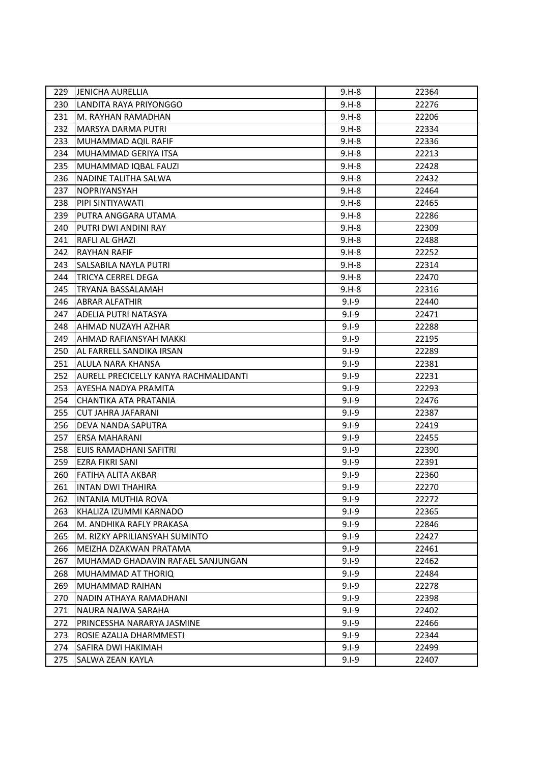| 229 | JENICHA AURELLIA | 9.H-8 | 22364 |
|---|---|---|---|
| 230 | LANDITA RAYA PRIYONGGO | 9.H-8 | 22276 |
| 231 | M. RAYHAN RAMADHAN | 9.H-8 | 22206 |
| 232 | MARSYA DARMA PUTRI | 9.H-8 | 22334 |
| 233 | MUHAMMAD AQIL RAFIF | 9.H-8 | 22336 |
| 234 | MUHAMMAD GERIYA ITSA | 9.H-8 | 22213 |
| 235 | MUHAMMAD IQBAL FAUZI | 9.H-8 | 22428 |
| 236 | NADINE TALITHA SALWA | 9.H-8 | 22432 |
| 237 | NOPRIYANSYAH | 9.H-8 | 22464 |
| 238 | PIPI SINTIYAWATI | 9.H-8 | 22465 |
| 239 | PUTRA ANGGARA UTAMA | 9.H-8 | 22286 |
| 240 | PUTRI DWI ANDINI RAY | 9.H-8 | 22309 |
| 241 | RAFLI AL GHAZI | 9.H-8 | 22488 |
| 242 | RAYHAN RAFIF | 9.H-8 | 22252 |
| 243 | SALSABILA NAYLA PUTRI | 9.H-8 | 22314 |
| 244 | TRICYA CERREL DEGA | 9.H-8 | 22470 |
| 245 | TRYANA BASSALAMAH | 9.H-8 | 22316 |
| 246 | ABRAR ALFATHIR | 9.I-9 | 22440 |
| 247 | ADELIA PUTRI NATASYA | 9.I-9 | 22471 |
| 248 | AHMAD NUZAYH AZHAR | 9.I-9 | 22288 |
| 249 | AHMAD RAFIANSYAH MAKKI | 9.I-9 | 22195 |
| 250 | AL FARRELL SANDIKA IRSAN | 9.I-9 | 22289 |
| 251 | ALULA NARA KHANSA | 9.I-9 | 22381 |
| 252 | AURELL PRECICELLY KANYA RACHMALIDANTI | 9.I-9 | 22231 |
| 253 | AYESHA NADYA PRAMITA | 9.I-9 | 22293 |
| 254 | CHANTIKA ATA PRATANIA | 9.I-9 | 22476 |
| 255 | CUT JAHRA JAFARANI | 9.I-9 | 22387 |
| 256 | DEVA NANDA SAPUTRA | 9.I-9 | 22419 |
| 257 | ERSA MAHARANI | 9.I-9 | 22455 |
| 258 | EUIS RAMADHANI SAFITRI | 9.I-9 | 22390 |
| 259 | EZRA FIKRI SANI | 9.I-9 | 22391 |
| 260 | FATIHA ALITA AKBAR | 9.I-9 | 22360 |
| 261 | INTAN DWI THAHIRA | 9.I-9 | 22270 |
| 262 | INTANIA MUTHIA ROVA | 9.I-9 | 22272 |
| 263 | KHALIZA IZUMMI KARNADO | 9.I-9 | 22365 |
| 264 | M. ANDHIKA RAFLY PRAKASA | 9.I-9 | 22846 |
| 265 | M. RIZKY APRILIANSYAH SUMINTO | 9.I-9 | 22427 |
| 266 | MEIZHA DZAKWAN PRATAMA | 9.I-9 | 22461 |
| 267 | MUHAMAD GHADAVIN RAFAEL SANJUNGAN | 9.I-9 | 22462 |
| 268 | MUHAMMAD AT THORIQ | 9.I-9 | 22484 |
| 269 | MUHAMMAD RAIHAN | 9.I-9 | 22278 |
| 270 | NADIN ATHAYA RAMADHANI | 9.I-9 | 22398 |
| 271 | NAURA NAJWA SARAHA | 9.I-9 | 22402 |
| 272 | PRINCESSHA NARARYA JASMINE | 9.I-9 | 22466 |
| 273 | ROSIE AZALIA DHARMMESTI | 9.I-9 | 22344 |
| 274 | SAFIRA DWI HAKIMAH | 9.I-9 | 22499 |
| 275 | SALWA ZEAN KAYLA | 9.I-9 | 22407 |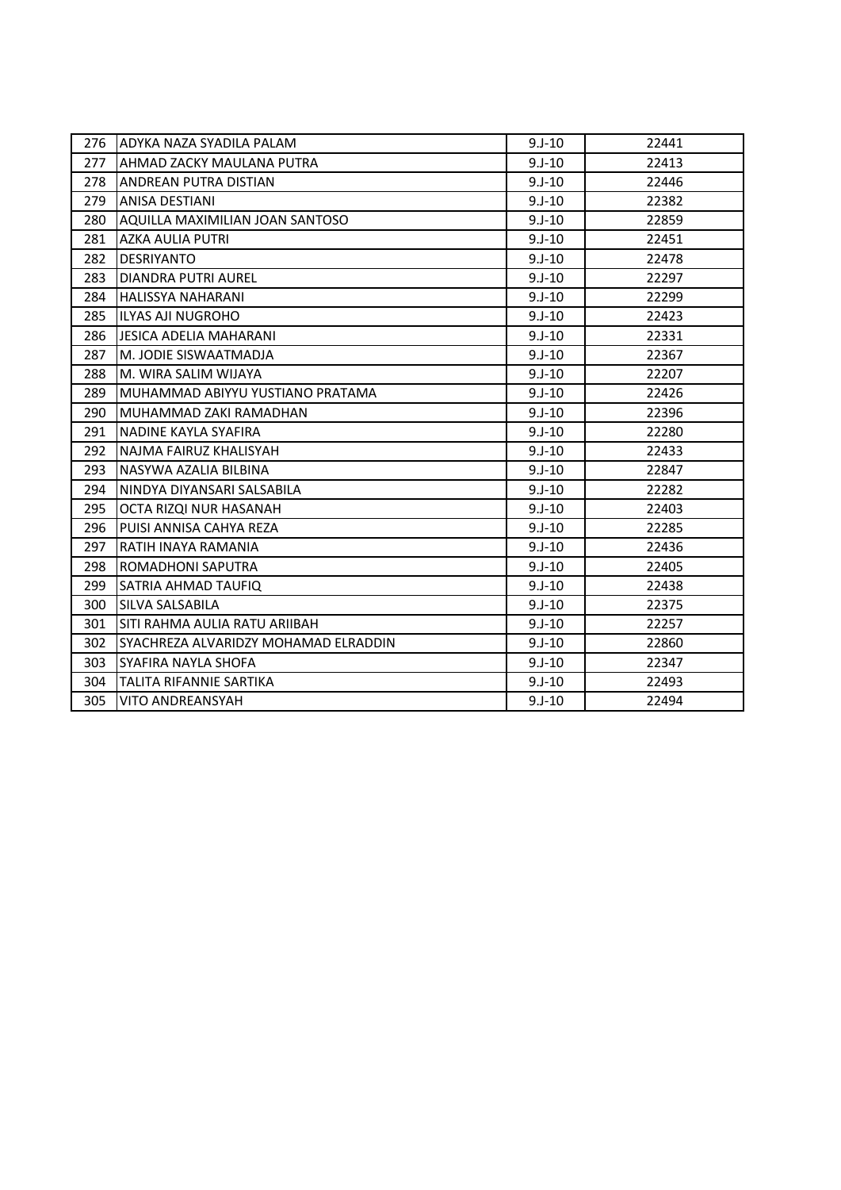| | | | |
|---|---|---|---|
| 276 | ADYKA NAZA SYADILA PALAM | 9.J-10 | 22441 |
| 277 | AHMAD ZACKY MAULANA PUTRA | 9.J-10 | 22413 |
| 278 | ANDREAN PUTRA DISTIAN | 9.J-10 | 22446 |
| 279 | ANISA DESTIANI | 9.J-10 | 22382 |
| 280 | AQUILLA MAXIMILIAN JOAN SANTOSO | 9.J-10 | 22859 |
| 281 | AZKA AULIA PUTRI | 9.J-10 | 22451 |
| 282 | DESRIYANTO | 9.J-10 | 22478 |
| 283 | DIANDRA PUTRI AUREL | 9.J-10 | 22297 |
| 284 | HALISSYA NAHARANI | 9.J-10 | 22299 |
| 285 | ILYAS AJI NUGROHO | 9.J-10 | 22423 |
| 286 | JESICA ADELIA MAHARANI | 9.J-10 | 22331 |
| 287 | M. JODIE SISWAATMADJA | 9.J-10 | 22367 |
| 288 | M. WIRA SALIM WIJAYA | 9.J-10 | 22207 |
| 289 | MUHAMMAD ABIYYU YUSTIANO PRATAMA | 9.J-10 | 22426 |
| 290 | MUHAMMAD ZAKI RAMADHAN | 9.J-10 | 22396 |
| 291 | NADINE KAYLA SYAFIRA | 9.J-10 | 22280 |
| 292 | NAJMA FAIRUZ KHALISYAH | 9.J-10 | 22433 |
| 293 | NASYWA AZALIA BILBINA | 9.J-10 | 22847 |
| 294 | NINDYA DIYANSARI SALSABILA | 9.J-10 | 22282 |
| 295 | OCTA RIZQI NUR HASANAH | 9.J-10 | 22403 |
| 296 | PUISI ANNISA CAHYA REZA | 9.J-10 | 22285 |
| 297 | RATIH INAYA RAMANIA | 9.J-10 | 22436 |
| 298 | ROMADHONI SAPUTRA | 9.J-10 | 22405 |
| 299 | SATRIA AHMAD TAUFIQ | 9.J-10 | 22438 |
| 300 | SILVA SALSABILA | 9.J-10 | 22375 |
| 301 | SITI RAHMA AULIA RATU ARIIBAH | 9.J-10 | 22257 |
| 302 | SYACHREZA ALVARIDZY MOHAMAD ELRADDIN | 9.J-10 | 22860 |
| 303 | SYAFIRA NAYLA SHOFA | 9.J-10 | 22347 |
| 304 | TALITA RIFANNIE SARTIKA | 9.J-10 | 22493 |
| 305 | VITO ANDREANSYAH | 9.J-10 | 22494 |